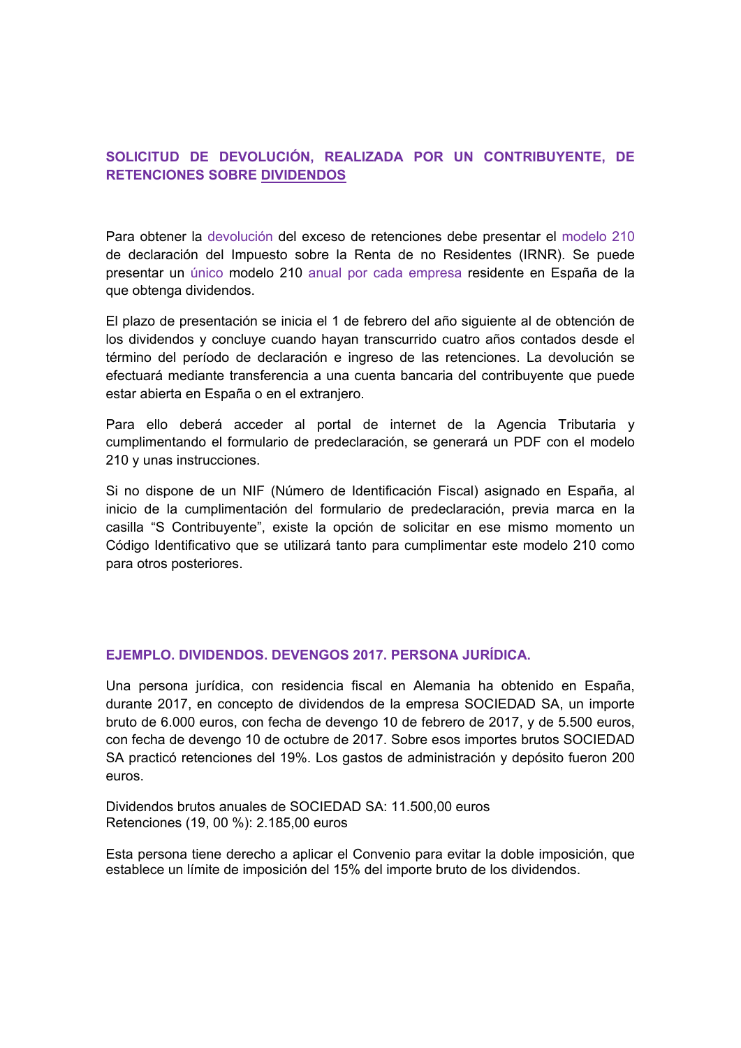## SOLICITUD DE DEVOLUCIÓN, REALIZADA POR UN CONTRIBUYENTE, DE RETENCIONES SOBRE DIVIDENDOS

Para obtener la devolución del exceso de retenciones debe presentar el modelo 210 de declaración del Impuesto sobre la Renta de no Residentes (IRNR). Se puede presentar un único modelo 210 anual por cada empresa residente en España de la que obtenga dividendos.

El plazo de presentación se inicia el 1 de febrero del año siguiente al de obtención de los dividendos y concluye cuando hayan transcurrido cuatro años contados desde el término del período de declaración e ingreso de las retenciones. La devolución se efectuará mediante transferencia a una cuenta bancaria del contribuyente que puede estar abierta en España o en el extranjero.

Para ello deberá acceder al portal de internet de la Agencia Tributaria y cumplimentando el formulario de predeclaración, se generará un PDF con el modelo 210 y unas instrucciones.

Si no dispone de un NIF (Número de Identificación Fiscal) asignado en España, al inicio de la cumplimentación del formulario de predeclaración, previa marca en la casilla “S Contribuyente”, existe la opción de solicitar en ese mismo momento un Código Identificativo que se utilizará tanto para cumplimentar este modelo 210 como para otros posteriores.

### EJEMPLO. DIVIDENDOS. DEVENGOS 2017. PERSONA JURÍDICA.

Una persona jurídica, con residencia fiscal en Alemania ha obtenido en España, durante 2017, en concepto de dividendos de la empresa SOCIEDAD SA, un importe bruto de 6.000 euros, con fecha de devengo 10 de febrero de 2017, y de 5.500 euros, con fecha de devengo 10 de octubre de 2017. Sobre esos importes brutos SOCIEDAD SA practicó retenciones del 19%. Los gastos de administración y depósito fueron 200 euros.

Dividendos brutos anuales de SOCIEDAD SA: 11.500,00 euros
Retenciones (19, 00 %): 2.185,00 euros

Esta persona tiene derecho a aplicar el Convenio para evitar la doble imposición, que establece un límite de imposición del 15% del importe bruto de los dividendos.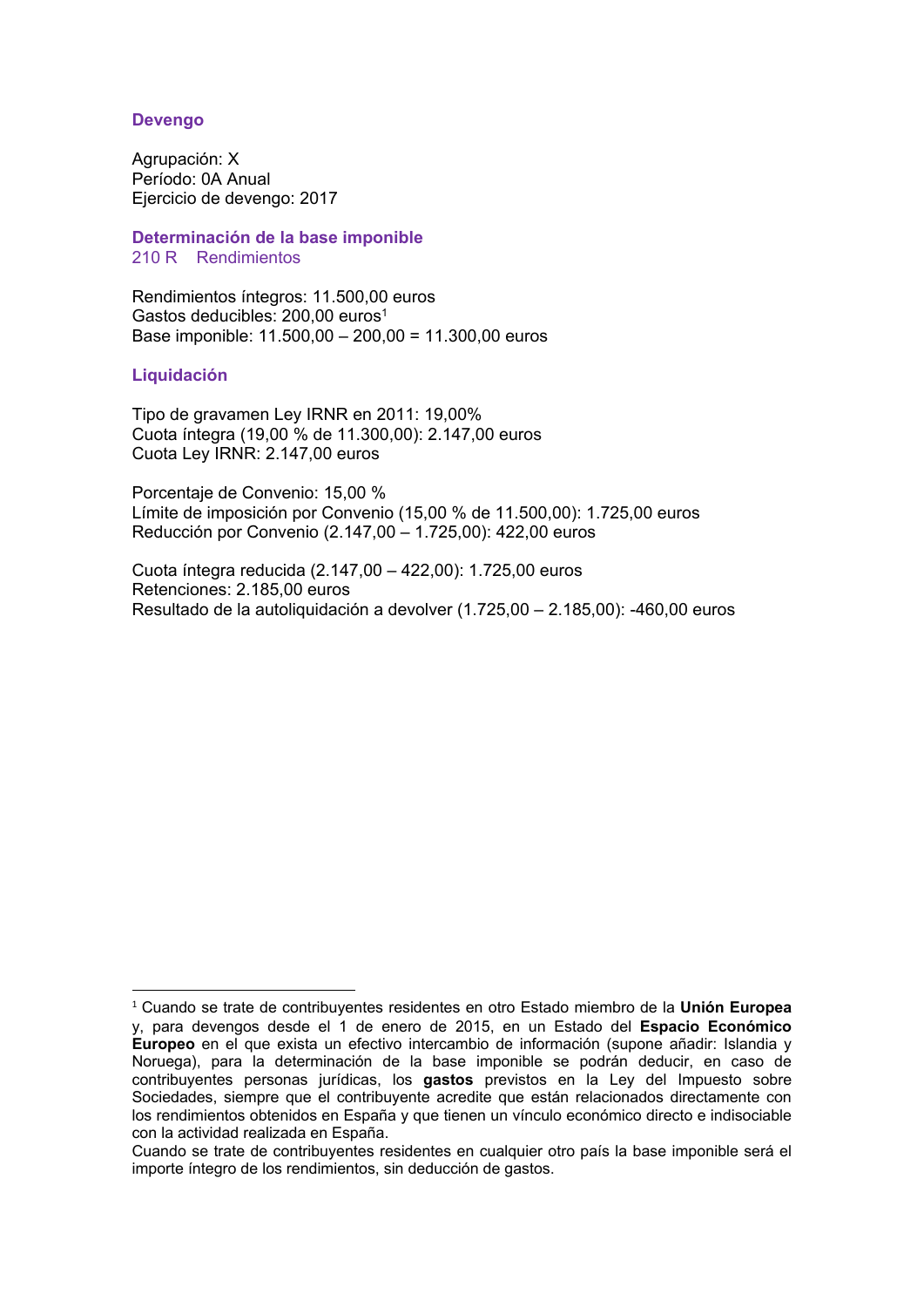### Devengo

Agrupación: X
Período: 0A Anual
Ejercicio de devengo: 2017

### Determinación de la base imponible

210 R Rendimientos

Rendimientos íntegros: 11.500,00 euros
Gastos deducibles: 200,00 euros[1]
Base imponible: 11.500,00 – 200,00 = 11.300,00 euros

### Liquidación

Tipo de gravamen Ley IRNR en 2011: 19,00%
Cuota íntegra (19,00 % de 11.300,00): 2.147,00 euros
Cuota Ley IRNR: 2.147,00 euros

Porcentaje de Convenio: 15,00 %
Límite de imposición por Convenio (15,00 % de 11.500,00): 1.725,00 euros
Reducción por Convenio (2.147,00 – 1.725,00): 422,00 euros

Cuota íntegra reducida (2.147,00 – 422,00): 1.725,00 euros
Retenciones: 2.185,00 euros
Resultado de la autoliquidación a devolver (1.725,00 – 2.185,00): -460,00 euros

---

[1] Cuando se trate de contribuyentes residentes en otro Estado miembro de la **Unión Europea** y, para devengos desde el 1 de enero de 2015, en un Estado del **Espacio Económico Europeo** en el que exista un efectivo intercambio de información (supone añadir: Islandia y Noruega), para la determinación de la base imponible se podrán deducir, en caso de contribuyentes personas jurídicas, los **gastos** previstos en la Ley del Impuesto sobre Sociedades, siempre que el contribuyente acredite que están relacionados directamente con los rendimientos obtenidos en España y que tienen un vínculo económico directo e indisociable con la actividad realizada en España.
Cuando se trate de contribuyentes residentes en cualquier otro país la base imponible será el importe íntegro de los rendimientos, sin deducción de gastos.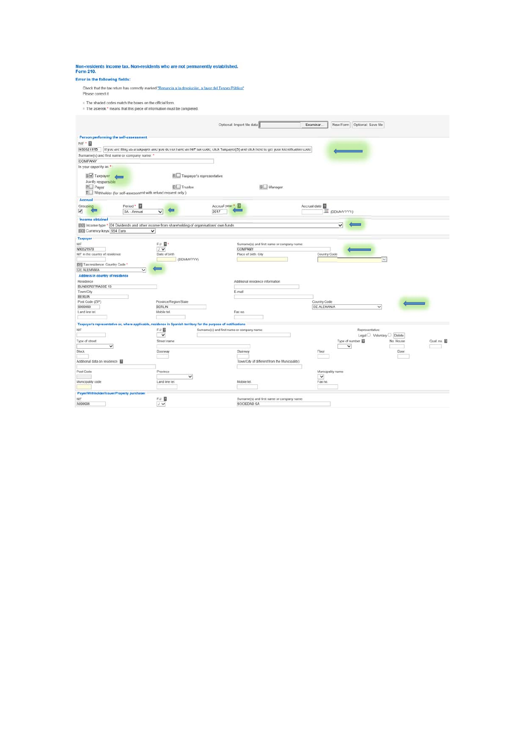**Non-residents income tax. Non-residents who are not permanently established.**
**Form 210.**

**Error in the following fields:**

Check that the tax return has correctly marked "Renuncia a la devolución, a favor del Tesoro Público"
Please correct it

- The shaded codes match the boxes on the official form.
- The asterisk * means that this piece of information must be completed.

Optional: Import file data [ ] Examinar... | New Form | Optional: Save file

**Person performing the self-assessment**

NIF * ?
N0052197B | If you are filing as a taxpayer and you do not have an NIF tax code, click Taxpayer[5] and click here to get your identification code

Surname(s) and first name or company name *
COMPANY

In your capacity as *:

- [x] S Taxpayer
- [ ] R Taxpayer's representative

Jointly responsible

- [ ] P Payer
- [ ] D Trustee
- [ ] G Manager
- [ ] T Withholder (for self-assessment with refund request only)

**Accrual**

Grouping [x] | Period * ? 0A - Annual | Accrual year * ? 2017 | Accrual date ? (DD/MM/YYYY)

**Income obtained**

[02] Income type * 04 Dividends and other income from shareholding of organisations' own funds
[03] Currency keys 954 Euro

**Taxpayer**

NIF: N0052197B | F/J ? *: J | Surname(s) and first name or company name: COMPANY

NIF in the country of residence | Date of birth (DD/MM/YYYY) | Place of birth: City | Country Code

[01] Tax residence: Country Code *: DE ALEMANIA

**Address in country of residence**

Residence: BUNDERSTRASSE 13 | Additional residence information

Town/City: BERLIN | E-mail

Post Code (ZIP): 9999999 | Province/Region/State: BERLIN | Country Code: DE ALEMANIA

Land line tel. | Mobile tel. | Fax no.

**Taxpayer's representative or, where applicable, residence in Spanish territory for the purpose of notifications**

NIF | F/J ? | Surname(s) and first name or company name: | Representative: Legal ○ Voluntary ○ Delete

Type of street | Street name | Type of number ? | No. House | Qual. no. ?

Block | Doorway | Stairway | Floor | Door

Additional data on residence ? | Town/City (if different from the Municipality)

Post Code | Province | Municipality name

Municipality code | Land line tel. | Mobile tel. | Fax no.

**Payer/Withholder/Issuer/Property purchaser**

NIF: A000006 | F/J ?: J | Surname(s) and first name or company name: SOCIEDAD SA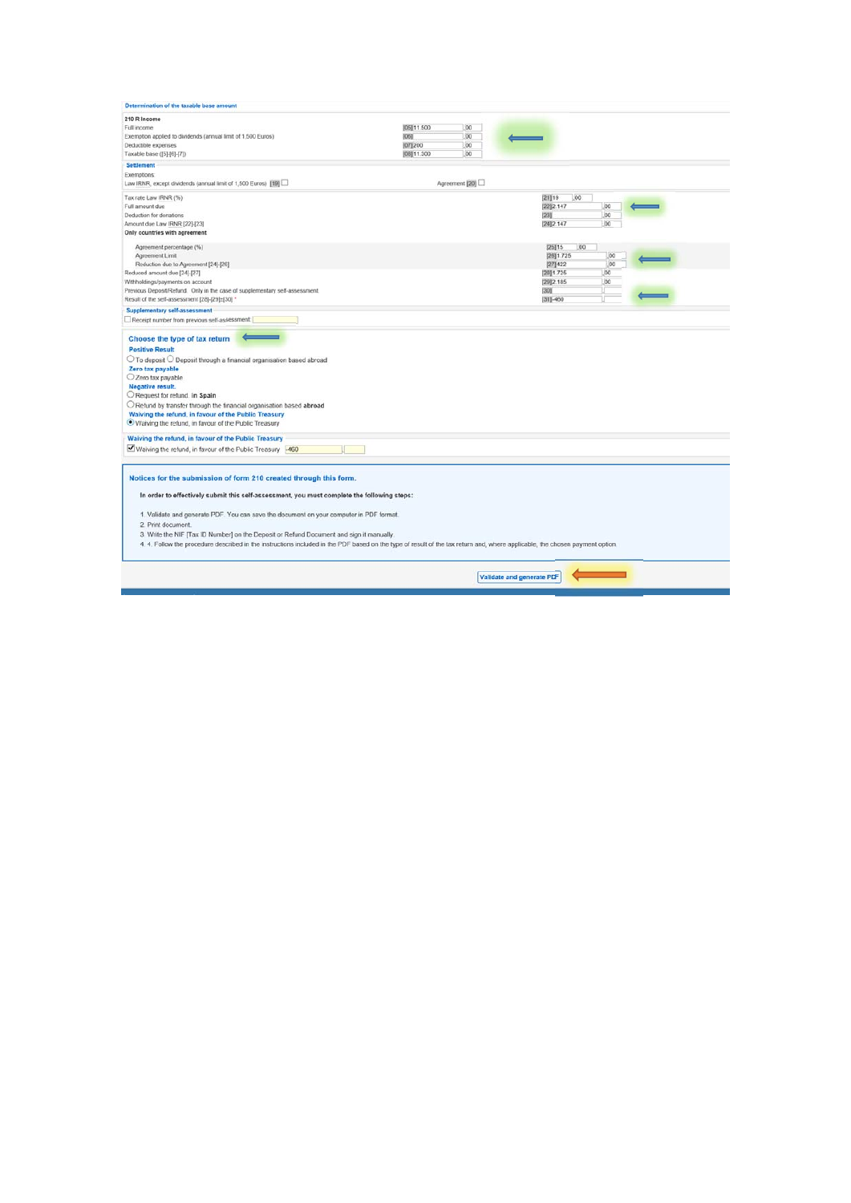### Determination of the taxable base amount

**210 R Income**

| | | |
|---|---|---|
| Full income | [05] 11.500 | ,00 |
| Exemption applied to dividends (annual limit of 1.500 Euros) | [06] | ,00 |
| Deductible expenses | [07] 200 | ,00 |
| Taxable base ([5]-[6]-[7]) | [08] 11.300 | ,00 |

### Settlement

Exemptions

Law IRNR, except dividends (annual limit of 1,500 Euros) [19] ☐ Agreement [20] ☐

| | | |
|---|---|---|
| Tax rate Law IRNR (%) | [21] 19 | ,00 |
| Full amount due | [22] 2.147 | ,00 |
| Deduction for donations | [23] | ,00 |
| Amount due Law IRNR [22]-[23] | [24] 2.147 | ,00 |

**Only countries with agreement**

| | | |
|---|---|---|
| Agreement percentage (%) | [25] 15 | ,00 |
| Agreement Limit | [26] 1.725 | ,00 |
| Reduction due to Agreement [24]-[26] | [27] 422 | ,00 |
| Reduced amount due [24]-[27] | [28] 1.725 | ,00 |
| Withholdings/payments on account | [29] 2.185 | ,00 |
| Previous Deposit/Refund. Only in the case of supplementary self-assessment | [30] | |
| Result of the self-assessment [28]-[29]±[30] * | [31] -460 | |

### Supplementary self-assessment

☐ Receipt number from previous self-assessment:

### Choose the type of tax return

**Positive Result**

◯ To deposit ◯ Deposit through a financial organisation based abroad

**Zero tax payable**

◯ Zero tax payable

**Negative result.**

◯ Request for refund. in **Spain**

◯ Refund by transfer through the financial organisation based **abroad**

**Waiving the refund, in favour of the Public Treasury**

◉ Waiving the refund, in favour of the Public Treasury

### Waiving the refund, in favour of the Public Treasury

☑ Waiving the refund, in favour of the Public Treasury -460

### Notices for the submission of form 210 created through this form.

**In order to effectively submit this self-assessment, you must complete the following steps:**

1. Validate and generate PDF. You can save the document on your computer in PDF format.
2. Print document.
3. Write the NIF [Tax ID Number] on the Deposit or Refund Document and sign it manually.
4. 4. Follow the procedure described in the instructions included in the PDF based on the type of result of the tax return and, where applicable, the chosen payment option.

Validate and generate PDF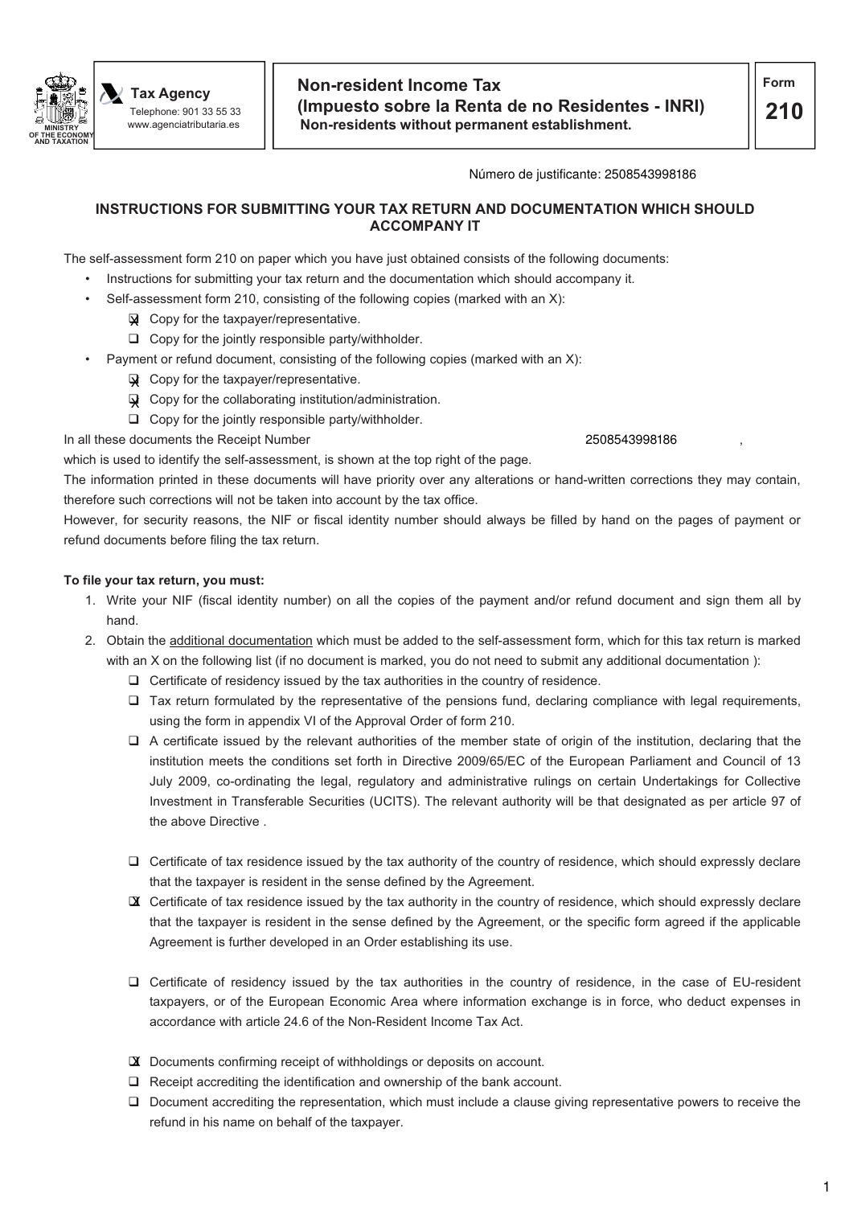**Tax Agency**
Telephone: 901 33 55 33
www.agenciatributaria.es

**Non-resident Income Tax**
**(Impuesto sobre la Renta de no Residentes - INRI)**
**Non-residents without permanent establishment.**

**Form 210**

Número de justificante: 2508543998186

### INSTRUCTIONS FOR SUBMITTING YOUR TAX RETURN AND DOCUMENTATION WHICH SHOULD ACCOMPANY IT

The self-assessment form 210 on paper which you have just obtained consists of the following documents:

- Instructions for submitting your tax return and the documentation which should accompany it.
- Self-assessment form 210, consisting of the following copies (marked with an X):
  - [X] Copy for the taxpayer/representative.
  - [ ] Copy for the jointly responsible party/withholder.
- Payment or refund document, consisting of the following copies (marked with an X):
  - [X] Copy for the taxpayer/representative.
  - [X] Copy for the collaborating institution/administration.
  - [ ] Copy for the jointly responsible party/withholder.

In all these documents the Receipt Number 2508543998186 , which is used to identify the self-assessment, is shown at the top right of the page.

The information printed in these documents will have priority over any alterations or hand-written corrections they may contain, therefore such corrections will not be taken into account by the tax office.

However, for security reasons, the NIF or fiscal identity number should always be filled by hand on the pages of payment or refund documents before filing the tax return.

**To file your tax return, you must:**

1. Write your NIF (fiscal identity number) on all the copies of the payment and/or refund document and sign them all by hand.
2. Obtain the additional documentation which must be added to the self-assessment form, which for this tax return is marked with an X on the following list (if no document is marked, you do not need to submit any additional documentation ):
   - [ ] Certificate of residency issued by the tax authorities in the country of residence.
   - [ ] Tax return formulated by the representative of the pensions fund, declaring compliance with legal requirements, using the form in appendix VI of the Approval Order of form 210.
   - [ ] A certificate issued by the relevant authorities of the member state of origin of the institution, declaring that the institution meets the conditions set forth in Directive 2009/65/EC of the European Parliament and Council of 13 July 2009, co-ordinating the legal, regulatory and administrative rulings on certain Undertakings for Collective Investment in Transferable Securities (UCITS). The relevant authority will be that designated as per article 97 of the above Directive .
   - [ ] Certificate of tax residence issued by the tax authority of the country of residence, which should expressly declare that the taxpayer is resident in the sense defined by the Agreement.
   - [X] Certificate of tax residence issued by the tax authority in the country of residence, which should expressly declare that the taxpayer is resident in the sense defined by the Agreement, or the specific form agreed if the applicable Agreement is further developed in an Order establishing its use.
   - [ ] Certificate of residency issued by the tax authorities in the country of residence, in the case of EU-resident taxpayers, or of the European Economic Area where information exchange is in force, who deduct expenses in accordance with article 24.6 of the Non-Resident Income Tax Act.
   - [X] Documents confirming receipt of withholdings or deposits on account.
   - [ ] Receipt accrediting the identification and ownership of the bank account.
   - [ ] Document accrediting the representation, which must include a clause giving representative powers to receive the refund in his name on behalf of the taxpayer.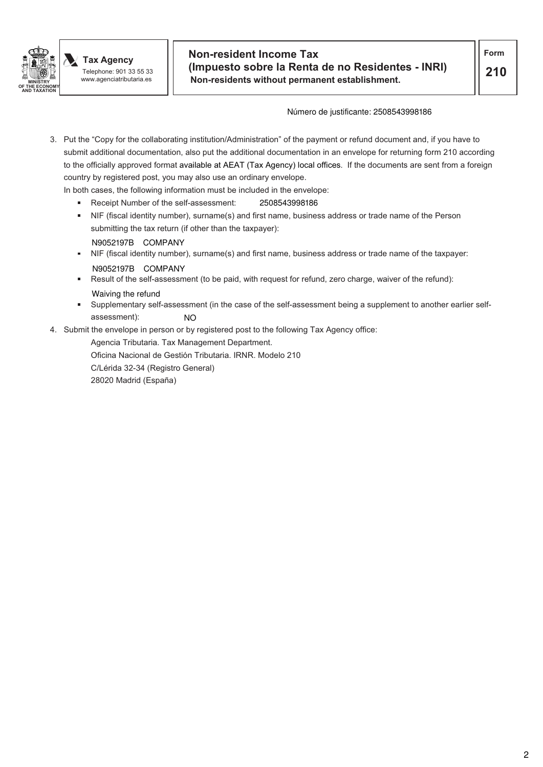MINISTRY OF THE ECONOMY AND TAXATION

**Tax Agency**
Telephone: 901 33 55 33
www.agenciatributaria.es

**Non-resident Income Tax**
**(Impuesto sobre la Renta de no Residentes - INRI)**
**Non-residents without permanent establishment.**

**Form**
**210**

Número de justificante: 2508543998186

3. Put the "Copy for the collaborating institution/Administration" of the payment or refund document and, if you have to submit additional documentation, also put the additional documentation in an envelope for returning form 210 according to the officially approved format available at AEAT (Tax Agency) local offices. If the documents are sent from a foreign country by registered post, you may also use an ordinary envelope.

   In both cases, the following information must be included in the envelope:

   - Receipt Number of the self-assessment: 2508543998186
   - NIF (fiscal identity number), surname(s) and first name, business address or trade name of the Person submitting the tax return (if other than the taxpayer):

     N9052197B COMPANY
   - NIF (fiscal identity number), surname(s) and first name, business address or trade name of the taxpayer:

     N9052197B COMPANY
   - Result of the self-assessment (to be paid, with request for refund, zero charge, waiver of the refund):

     Waiving the refund
   - Supplementary self-assessment (in the case of the self-assessment being a supplement to another earlier self-assessment): NO

4. Submit the envelope in person or by registered post to the following Tax Agency office:

   Agencia Tributaria. Tax Management Department.
   Oficina Nacional de Gestión Tributaria. IRNR. Modelo 210
   C/Lérida 32-34 (Registro General)
   28020 Madrid (España)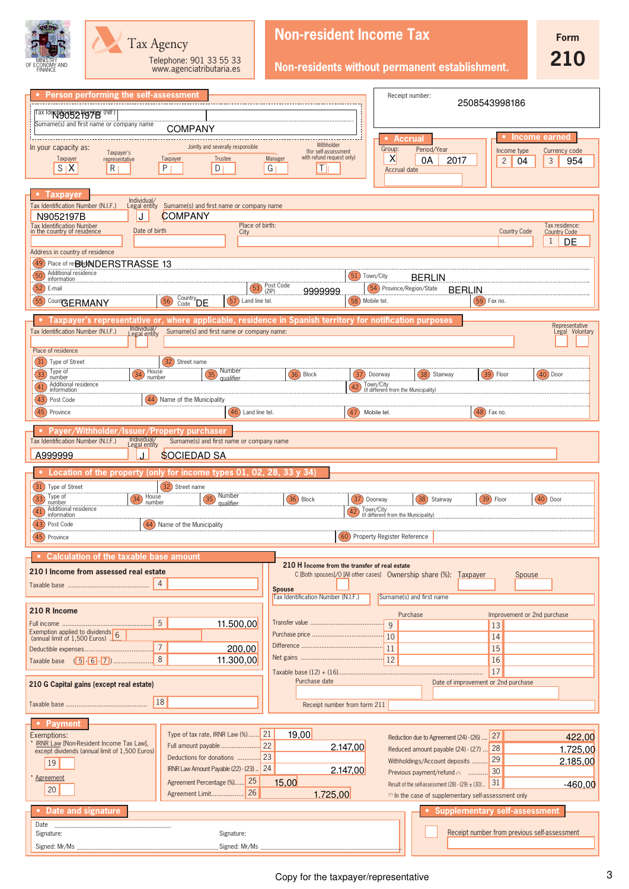MINISTRY OF ECONOMY AND FINANCE

**Tax Agency**
Telephone: 901 33 55 33
www.agenciatributaria.es

# Non-resident Income Tax

## Non-residents without permanent establishment.

**Form 210**

## Person performing the self-assessment

Tax Identification Number (NIF): N9052197B
Surname(s) and first name or company name: COMPANY

In your capacity as:

| Taxpayer | Taxpayer's representative | Jointly and severally responsible: Taxpayer | Trustee | Manager | Withholder (for self-assessment with refund request only) |
|---|---|---|---|---|---|
| S X | R | P | D | G | T |

Receipt number: 2508543998186

**Accrual**
Group: X
Period/Year: 0A 2017
Accrual date:

**Income earned**
Income type: 2 04
Currency code: 3 954

## Taxpayer

Tax Identification Number (N.I.F.): N9052197B
Individual/Legal entity: J
Surname(s) and first name or company name: COMPANY
Tax Identification Number in the country of residence:
Date of birth:
Place of birth: City
Country Code:
Tax residence: Country Code: 1 DE

Address in country of residence
(49) Place of residence: BUNDERSTRASSE 13
(50) Additional residence information:
(51) Town/City: BERLIN
(52) E-mail:
(53) Post Code (ZIP): 9999999
(54) Province/Region/State: BERLIN
(55) Country: GERMANY
(56) Country Code: DE
(57) Land line tel.:
(58) Mobile tel.:
(59) Fax no.:

## Taxpayer's representative or, where applicable, residence in Spanish territory for notification purposes

Tax Identification Number (N.I.F.):
Individual/Legal entity:
Surname(s) and first name or company name:
Representative: Legal / Voluntary

Place of residence
(31) Type of Street (32) Street name
(33) Type of number (34) House number (35) Number qualifier (36) Block (37) Doorway (38) Stairway (39) Floor (40) Door
(41) Additional residence information (42) Town/City (if different from the Municipality)
(43) Post Code (44) Name of the Municipality
(45) Province (46) Land line tel. (47) Mobile tel. (48) Fax no.

## Payer/Withholder/Issuer/Property purchaser

Tax Identification Number (N.I.F.): A999999
Individual/Legal entity: J
Surname(s) and first name or company name: SOCIEDAD SA

## Location of the property (only for income types 01, 02, 28, 33 y 34)

(31) Type of Street (32) Street name
(33) Type of number (34) House number (35) Number qualifier (36) Block (37) Doorway (38) Stairway (39) Floor (40) Door
(41) Additional residence information (42) Town/City (if different from the Municipality)
(43) Post Code (44) Name of the Municipality
(45) Province (60) Property Register Reference

## Calculation of the taxable base amount

### 210 I Income from assessed real estate

Taxable base ..... [4]

### 210 R Income

| Concept | Box | Amount |
|---|---|---|
| Full income | 5 | 11.500,00 |
| Exemption applied to dividends (annual limit of 1,500 Euros) | 6 | |
| Deductible expenses | 7 | 200,00 |
| Taxable base ([5] - [6] - [7]) | 8 | 11.300,00 |

### 210 G Capital gains (except real estate)

Taxable base ..... [18]

### 210 H Income from the transfer of real estate

C [Both spouses]/O [All other cases] Ownership share (%): Taxpayer / Spouse

Spouse
Tax Identification Number (N.I.F.) / Surname(s) and first name

| | Purchase | Improvement or 2nd purchase |
|---|---|---|
| Transfer value | 9 | 13 |
| Purchase price | 10 | 14 |
| Difference | 11 | 15 |
| Net gains | 12 | 16 |

Taxable base (12) + (16) ..... [17]
Purchase date / Date of improvement or 2nd purchase
Receipt number from form 211

## Payment

Exemptions:
* IRNR Law [Non-Resident Income Tax Law], except dividends (annual limit of 1,500 Euros) [19]
* Agreement [20]

| Concept | Box | Amount |
|---|---|---|
| Type of tax rate, IRNR Law (%) | 21 | 19,00 |
| Full amount payable | 22 | 2.147,00 |
| Deductions for donations | 23 | |
| IRNR Law Amount Payable (22) - (23) | 24 | 2.147,00 |
| Agreement Percentage (%) | 25 | 15,00 |
| Agreement Limit | 26 | 1.725,00 |
| Reduction due to Agreement (24) - (26) | 27 | 422,00 |
| Reduced amount payable (24) - (27) | 28 | 1.725,00 |
| Withholdings/Account deposits | 29 | 2.185,00 |
| Previous payment/refund (*) | 30 | |
| Result of the self-assessment (28) - (29) ± (30) | 31 | -460,00 |

(*) In the case of supplementary self-assessment only

## Date and signature

Date
Signature: Signature:
Signed: Mr/Ms Signed: Mr/Ms

## Supplementary self-assessment

Receipt number from previous self-assessment

Copy for the taxpayer/representative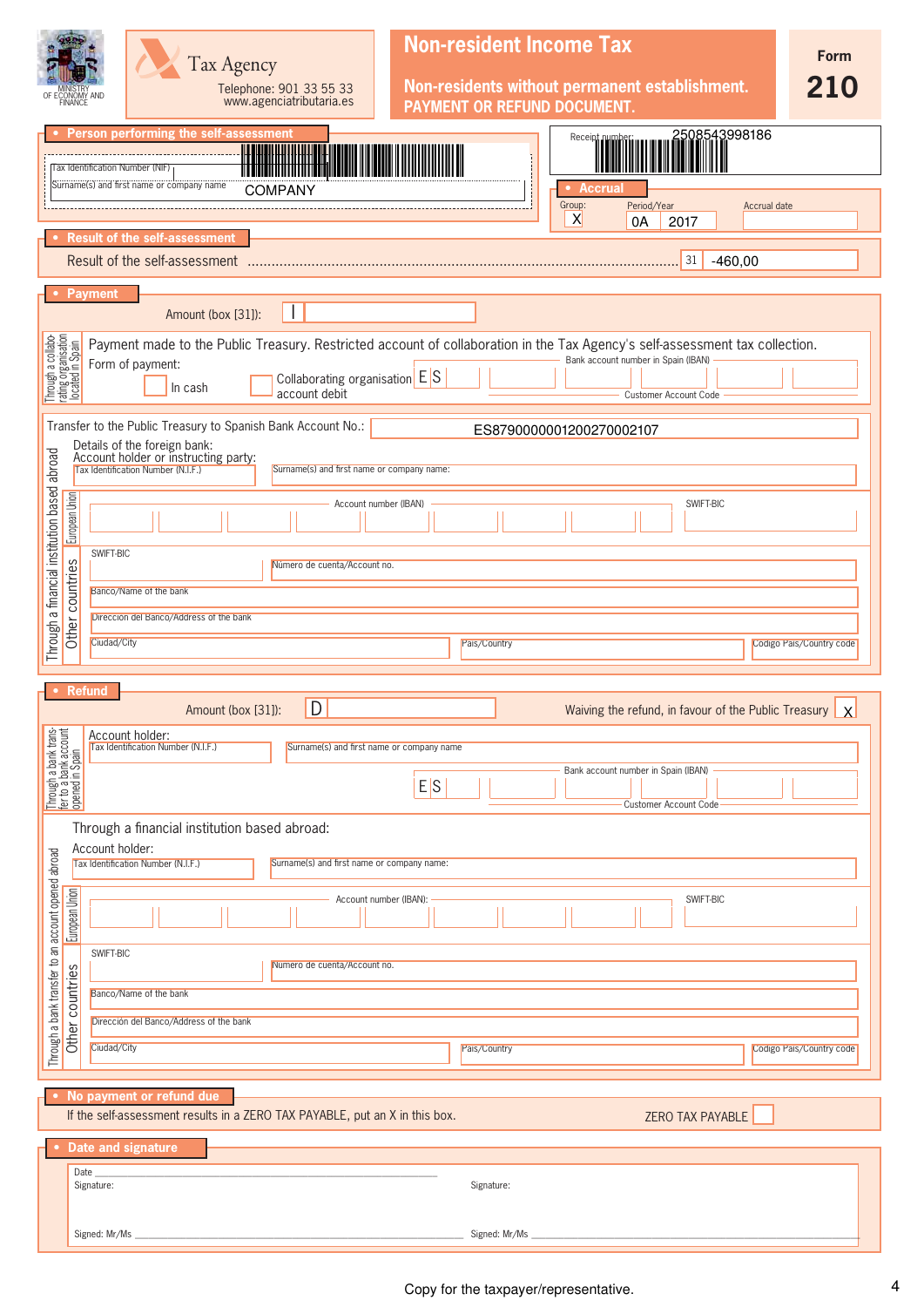MINISTRY OF ECONOMY AND FINANCE

Tax Agency
Telephone: 901 33 55 33
www.agenciatributaria.es

# Non-resident Income Tax

**Non-residents without permanent establishment. PAYMENT OR REFUND DOCUMENT.**

**Form 210**

Receipt number: 2508543998186

## Person performing the self-assessment

Tax Identification Number (NIF)

Surname(s) and first name or company name: COMPANY

## Accrual

| Group: | Period/Year | | Accrual date |
|---|---|---|---|
| X | 0A | 2017 | |

## Result of the self-assessment

Result of the self-assessment ..................... 31 | -460,00

## Payment

Amount (box [31]): I

**Through a collaborating organisation located in Spain**

Payment made to the Public Treasury. Restricted account of collaboration in the Tax Agency's self-assessment tax collection.

Form of payment:

☐ In cash ☐ Collaborating organisation account debit E S

Bank account number in Spain (IBAN) — Customer Account Code

**Through a financial institution based abroad**

Transfer to the Public Treasury to Spanish Bank Account No.: ES8790000001200270002107

Details of the foreign bank:

Account holder or instructing party:

Tax Identification Number (N.I.F.) | Surname(s) and first name or company name:

*European Union*

Account number (IBAN) | SWIFT-BIC

*Other countries*

SWIFT-BIC | Número de cuenta/Account no.

Banco/Name of the bank

Direccion del Banco/Address of the bank

Ciudad/City | País/Country | Codigo País/Country code

## Refund

Amount (box [31]): D

Waiving the refund, in favour of the Public Treasury X

**Through a bank transfer to a bank account opened in Spain**

Account holder:

Tax Identification Number (N.I.F.) | Surname(s) and first name or company name

E S — Bank account number in Spain (IBAN) — Customer Account Code

**Through a bank transfer to an account opened abroad**

Through a financial institution based abroad:

Account holder:

Tax Identification Number (N.I.F.) | Surname(s) and first name or company name:

*European Union*

Account number (IBAN): | SWIFT-BIC

*Other countries*

SWIFT-BIC | Numero de cuenta/Account no.

Banco/Name of the bank

Dirección del Banco/Address of the bank

Ciudad/City | País/Country | Codigo País/Country code

## No payment or refund due

If the self-assessment results in a ZERO TAX PAYABLE, put an X in this box. ZERO TAX PAYABLE ☐

## Date and signature

Date

Signature: | Signature:

Signed: Mr/Ms | Signed: Mr/Ms

Copy for the taxpayer/representative.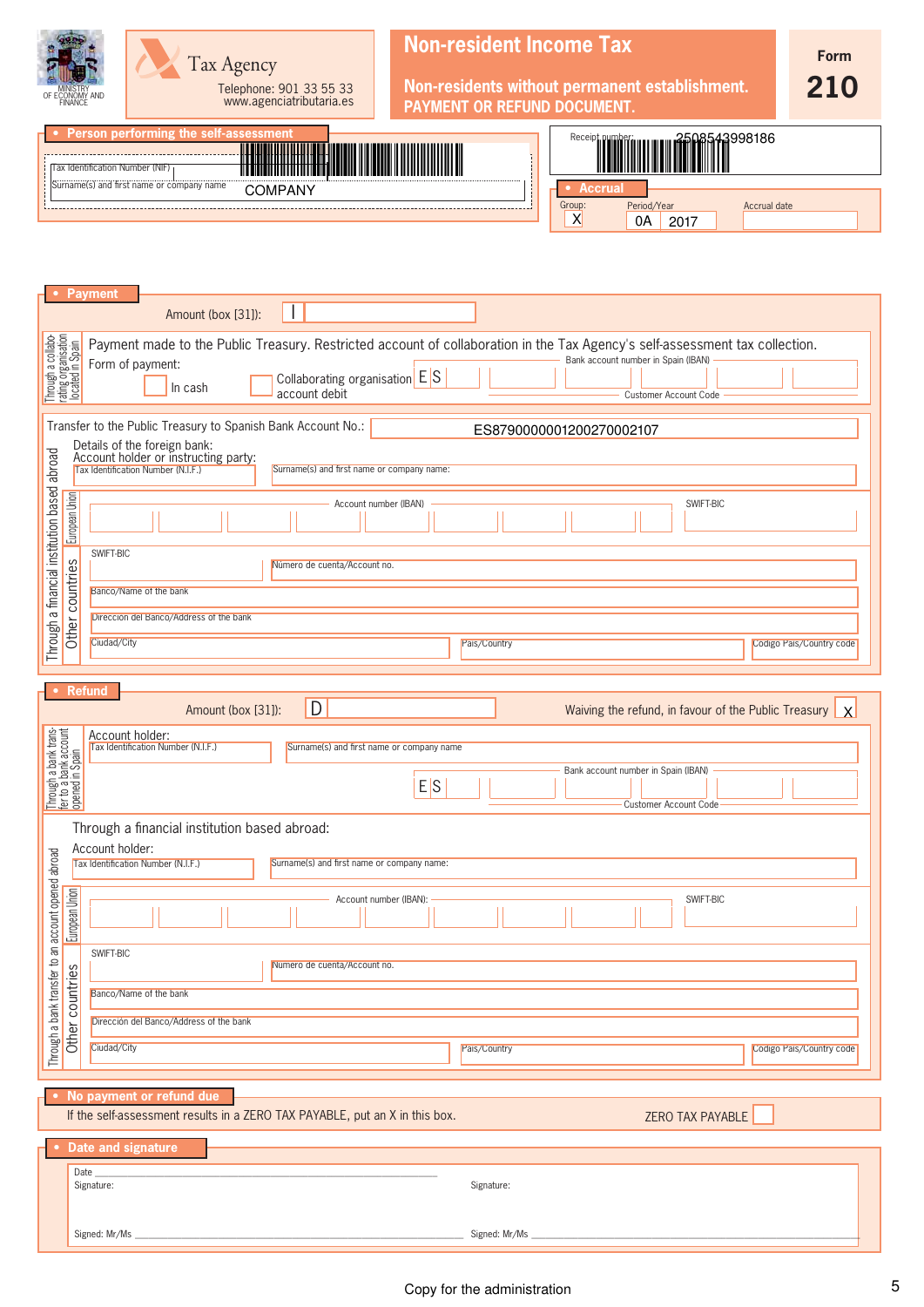MINISTRY OF ECONOMY AND FINANCE

Tax Agency
Telephone: 901 33 55 33
www.agenciatributaria.es

# Non-resident Income Tax

## Non-residents without permanent establishment. PAYMENT OR REFUND DOCUMENT.

**Form 210**

Receipt number: 2508543998186

### Person performing the self-assessment

Tax Identification Number (NIF)

Surname(s) and first name or company name: COMPANY

### Accrual

| Group: | Period/Year | | Accrual date |
|---|---|---|---|
| X | 0A | 2017 | |

### Payment

Amount (box [31]): I

**Through a collaborating organisation located in Spain**

Payment made to the Public Treasury. Restricted account of collaboration in the Tax Agency's self-assessment tax collection.

Form of payment:

- [ ] In cash
- [ ] Collaborating organisation account debit

Bank account number in Spain (IBAN): E S

Customer Account Code

**Through a financial institution based abroad**

Transfer to the Public Treasury to Spanish Bank Account No.: ES8790000001200270002107

Details of the foreign bank:

Account holder or instructing party:

Tax Identification Number (N.I.F.)

Surname(s) and first name or company name:

*European Union*

Account number (IBAN)

SWIFT-BIC

*Other countries*

SWIFT-BIC

Número de cuenta/Account no.

Banco/Name of the bank

Direccion del Banco/Address of the bank

Ciudad/City

País/Country

Código País/Country code

### Refund

Amount (box [31]): D

Waiving the refund, in favour of the Public Treasury: X

**Through a bank transfer to a bank account opened in Spain**

Account holder:

Tax Identification Number (N.I.F.)

Surname(s) and first name or company name

Bank account number in Spain (IBAN): E S

Customer Account Code

**Through a bank transfer to an account opened abroad**

Through a financial institution based abroad:

Account holder:

Tax Identification Number (N.I.F.)

Surname(s) and first name or company name:

*European Union*

Account number (IBAN):

SWIFT-BIC

*Other countries*

SWIFT-BIC

Número de cuenta/Account no.

Banco/Name of the bank

Dirección del Banco/Address of the bank

Ciudad/City

País/Country

Código País/Country code

### No payment or refund due

If the self-assessment results in a ZERO TAX PAYABLE, put an X in this box.

ZERO TAX PAYABLE: [ ]

### Date and signature

Date

Signature:

Signature:

Signed: Mr/Ms

Signed: Mr/Ms

Copy for the administration